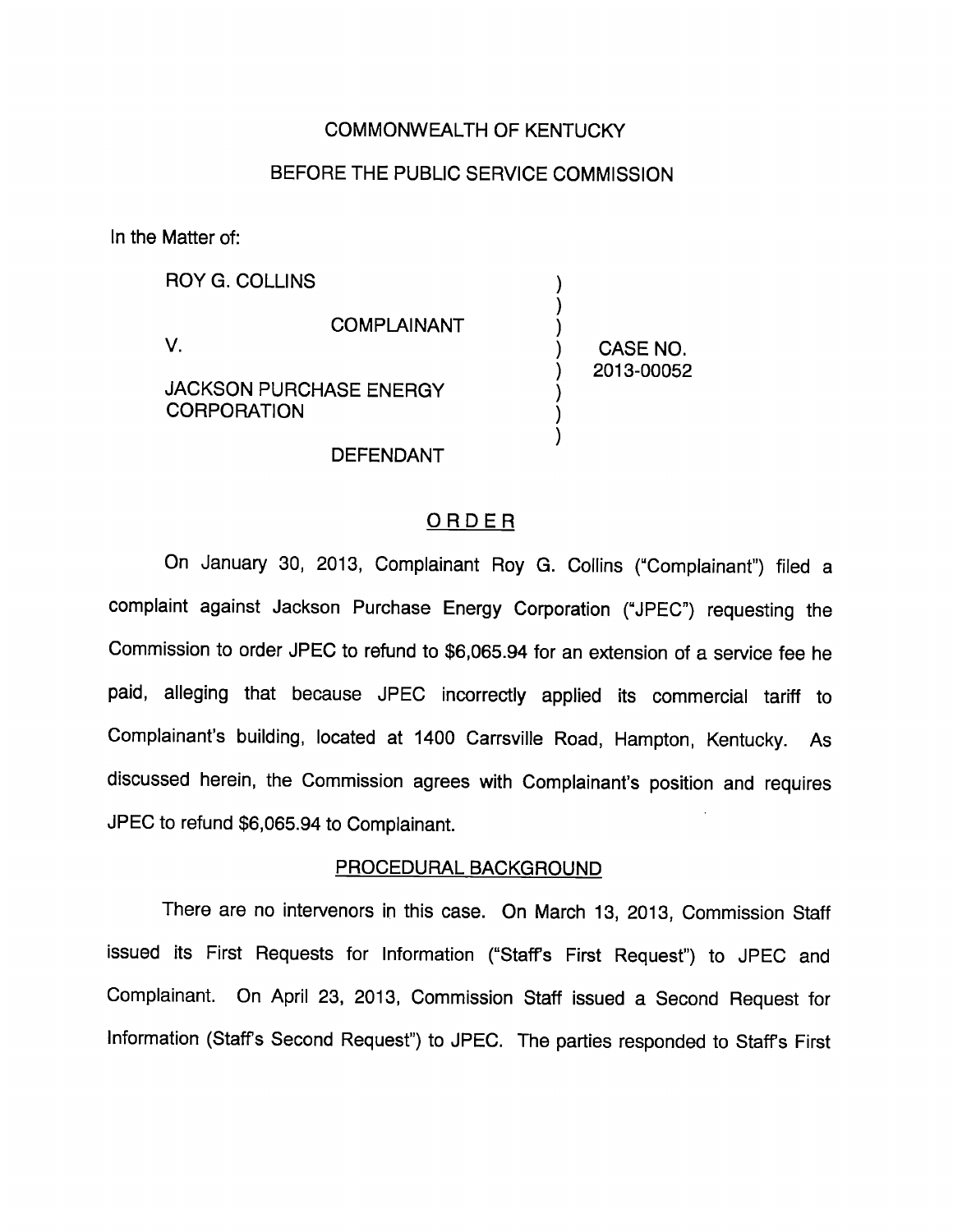COMMONWEALTH OF KENTUCKY

BEFORE THE PUBLIC SERVICE COMMISSION

In the Matter of:

| | | |
|---|---|---|
| ROY G. COLLINS | ) | |
| COMPLAINANT | ) | |
| V. | ) | CASE NO. |
| | ) | 2013-00052 |
| JACKSON PURCHASE ENERGY CORPORATION | ) | |
| DEFENDANT | ) | |

## ORDER

On January 30, 2013, Complainant Roy G. Collins ("Complainant") filed a complaint against Jackson Purchase Energy Corporation ("JPEC") requesting the Commission to order JPEC to refund to $6,065.94 for an extension of a service fee he paid, alleging that because JPEC incorrectly applied its commercial tariff to Complainant's building, located at 1400 Carrsville Road, Hampton, Kentucky. As discussed herein, the Commission agrees with Complainant's position and requires JPEC to refund $6,065.94 to Complainant.

## PROCEDURAL BACKGROUND

There are no intervenors in this case. On March 13, 2013, Commission Staff issued its First Requests for Information ("Staff's First Request") to JPEC and Complainant. On April 23, 2013, Commission Staff issued a Second Request for Information (Staff's Second Request") to JPEC. The parties responded to Staff's First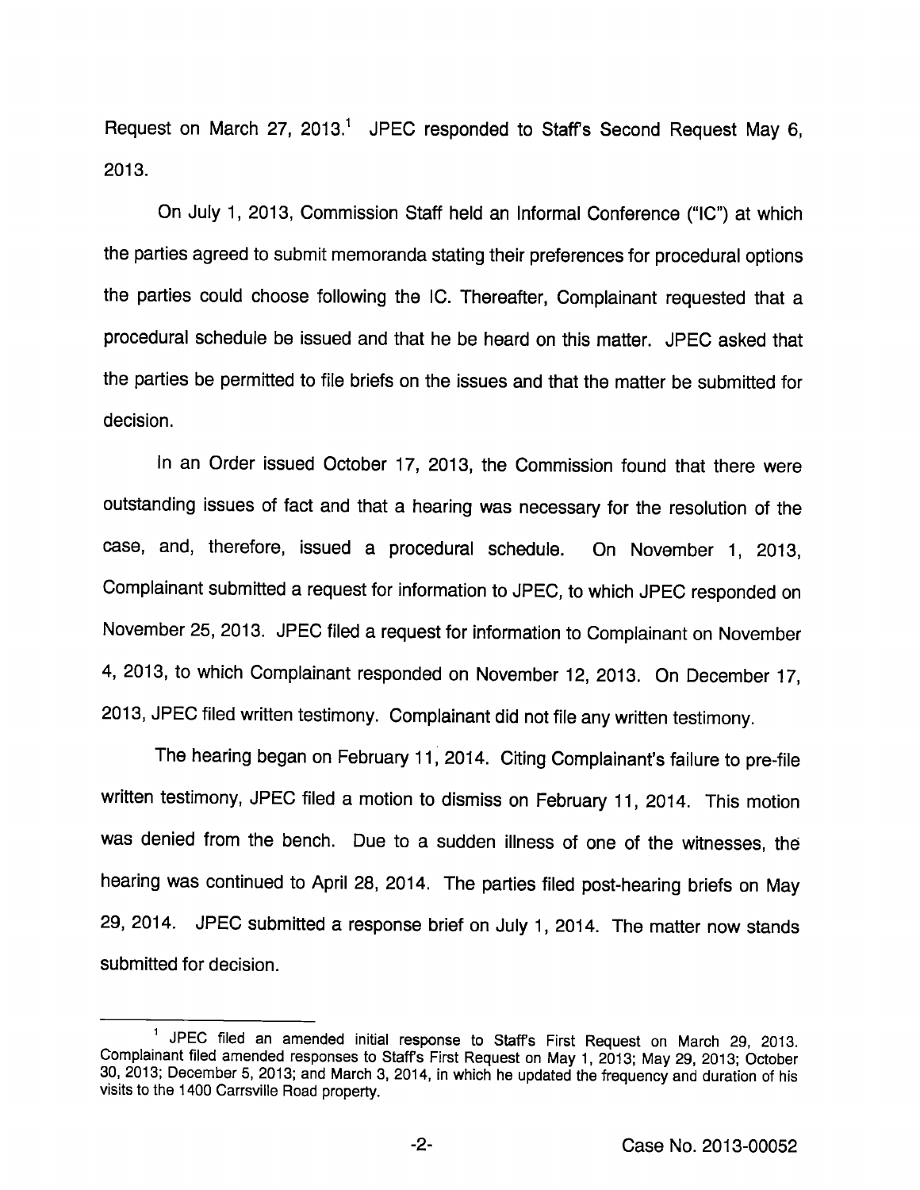Request on March 27, 2013.[1] JPEC responded to Staff's Second Request May 6, 2013.

On July 1, 2013, Commission Staff held an Informal Conference ("IC") at which the parties agreed to submit memoranda stating their preferences for procedural options the parties could choose following the IC. Thereafter, Complainant requested that a procedural schedule be issued and that he be heard on this matter. JPEC asked that the parties be permitted to file briefs on the issues and that the matter be submitted for decision.

In an Order issued October 17, 2013, the Commission found that there were outstanding issues of fact and that a hearing was necessary for the resolution of the case, and, therefore, issued a procedural schedule. On November 1, 2013, Complainant submitted a request for information to JPEC, to which JPEC responded on November 25, 2013. JPEC filed a request for information to Complainant on November 4, 2013, to which Complainant responded on November 12, 2013. On December 17, 2013, JPEC filed written testimony. Complainant did not file any written testimony.

The hearing began on February 11, 2014. Citing Complainant's failure to pre-file written testimony, JPEC filed a motion to dismiss on February 11, 2014. This motion was denied from the bench. Due to a sudden illness of one of the witnesses, the hearing was continued to April 28, 2014. The parties filed post-hearing briefs on May 29, 2014. JPEC submitted a response brief on July 1, 2014. The matter now stands submitted for decision.

---

[1] JPEC filed an amended initial response to Staff's First Request on March 29, 2013. Complainant filed amended responses to Staff's First Request on May 1, 2013; May 29, 2013; October 30, 2013; December 5, 2013; and March 3, 2014, in which he updated the frequency and duration of his visits to the 1400 Carrsville Road property.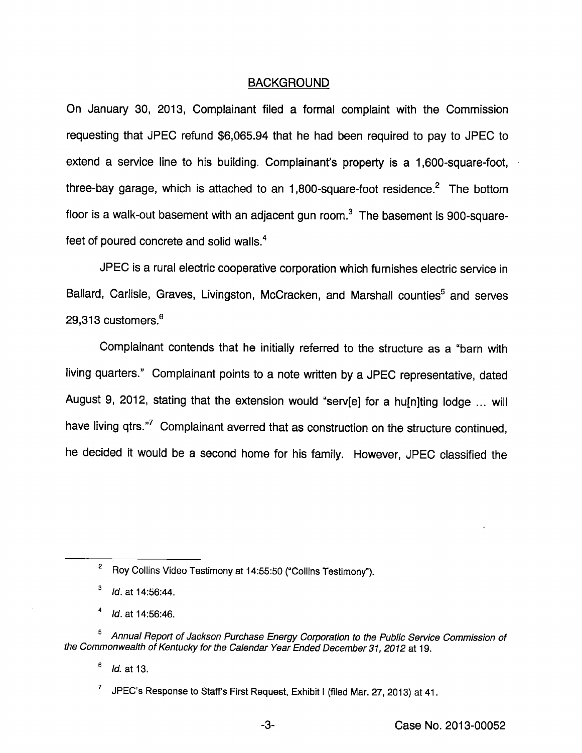## BACKGROUND

On January 30, 2013, Complainant filed a formal complaint with the Commission requesting that JPEC refund $6,065.94 that he had been required to pay to JPEC to extend a service line to his building. Complainant's property is a 1,600-square-foot, three-bay garage, which is attached to an 1,800-square-foot residence.[2] The bottom floor is a walk-out basement with an adjacent gun room.[3] The basement is 900-square-feet of poured concrete and solid walls.[4]

JPEC is a rural electric cooperative corporation which furnishes electric service in Ballard, Carlisle, Graves, Livingston, McCracken, and Marshall counties[5] and serves 29,313 customers.[6]

Complainant contends that he initially referred to the structure as a "barn with living quarters." Complainant points to a note written by a JPEC representative, dated August 9, 2012, stating that the extension would "serv[e] for a hu[n]ting lodge ... will have living qtrs."[7] Complainant averred that as construction on the structure continued, he decided it would be a second home for his family. However, JPEC classified the

---

[2] Roy Collins Video Testimony at 14:55:50 ("Collins Testimony").

[3] *Id.* at 14:56:44.

[4] *Id.* at 14:56:46.

[5] *Annual Report of Jackson Purchase Energy Corporation to the Public Service Commission of the Commonwealth of Kentucky for the Calendar Year Ended December 31, 2012* at 19.

[6] *Id.* at 13.

[7] JPEC's Response to Staff's First Request, Exhibit I (filed Mar. 27, 2013) at 41.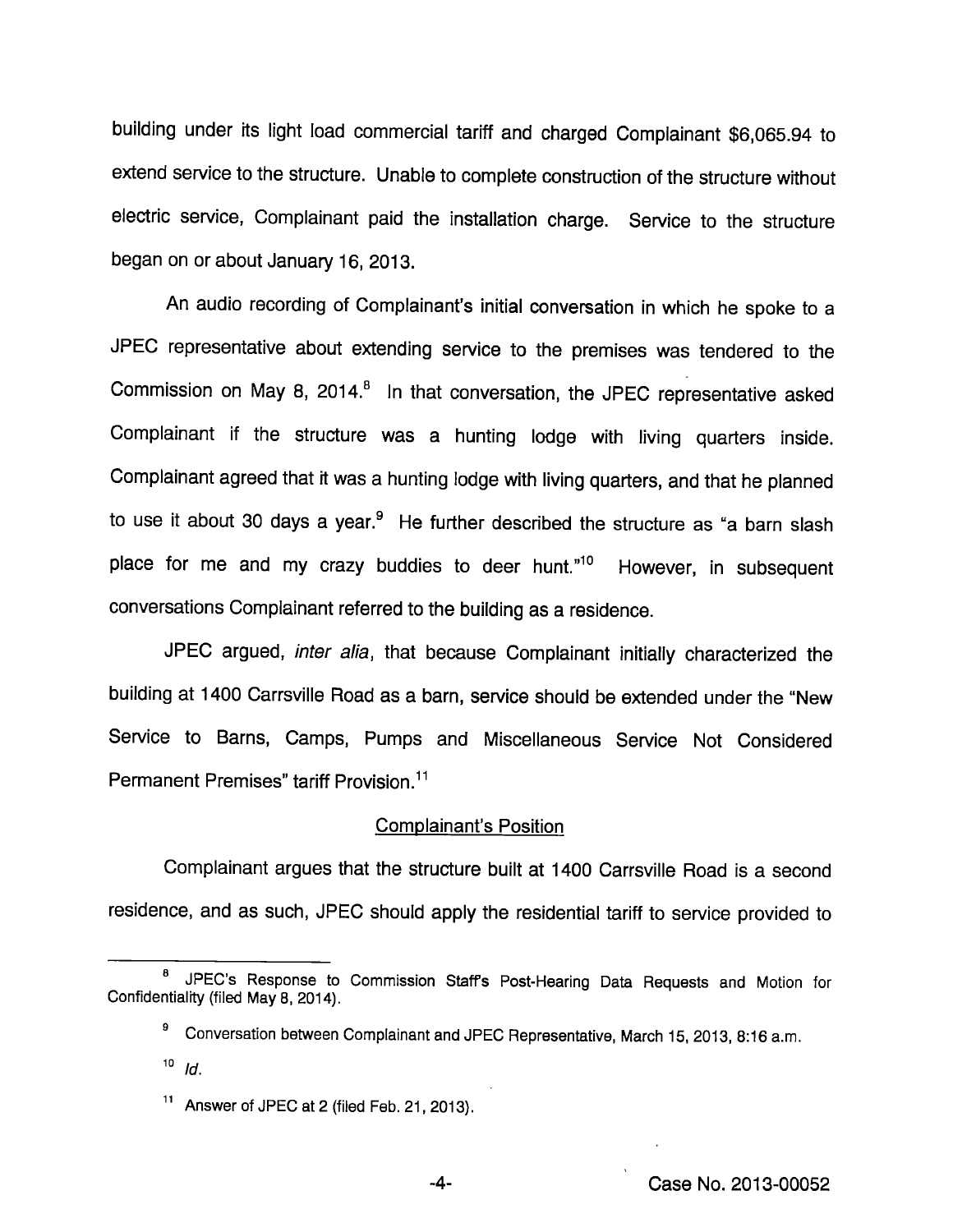building under its light load commercial tariff and charged Complainant $6,065.94 to extend service to the structure. Unable to complete construction of the structure without electric service, Complainant paid the installation charge. Service to the structure began on or about January 16, 2013.

An audio recording of Complainant's initial conversation in which he spoke to a JPEC representative about extending service to the premises was tendered to the Commission on May 8, 2014.[8] In that conversation, the JPEC representative asked Complainant if the structure was a hunting lodge with living quarters inside. Complainant agreed that it was a hunting lodge with living quarters, and that he planned to use it about 30 days a year.[9] He further described the structure as "a barn slash place for me and my crazy buddies to deer hunt."[10] However, in subsequent conversations Complainant referred to the building as a residence.

JPEC argued, *inter alia*, that because Complainant initially characterized the building at 1400 Carrsville Road as a barn, service should be extended under the "New Service to Barns, Camps, Pumps and Miscellaneous Service Not Considered Permanent Premises" tariff Provision.[11]

<u>Complainant's Position</u>

Complainant argues that the structure built at 1400 Carrsville Road is a second residence, and as such, JPEC should apply the residential tariff to service provided to

---

[8] JPEC's Response to Commission Staff's Post-Hearing Data Requests and Motion for Confidentiality (filed May 8, 2014).

[9] Conversation between Complainant and JPEC Representative, March 15, 2013, 8:16 a.m.

[10] *Id.*

[11] Answer of JPEC at 2 (filed Feb. 21, 2013).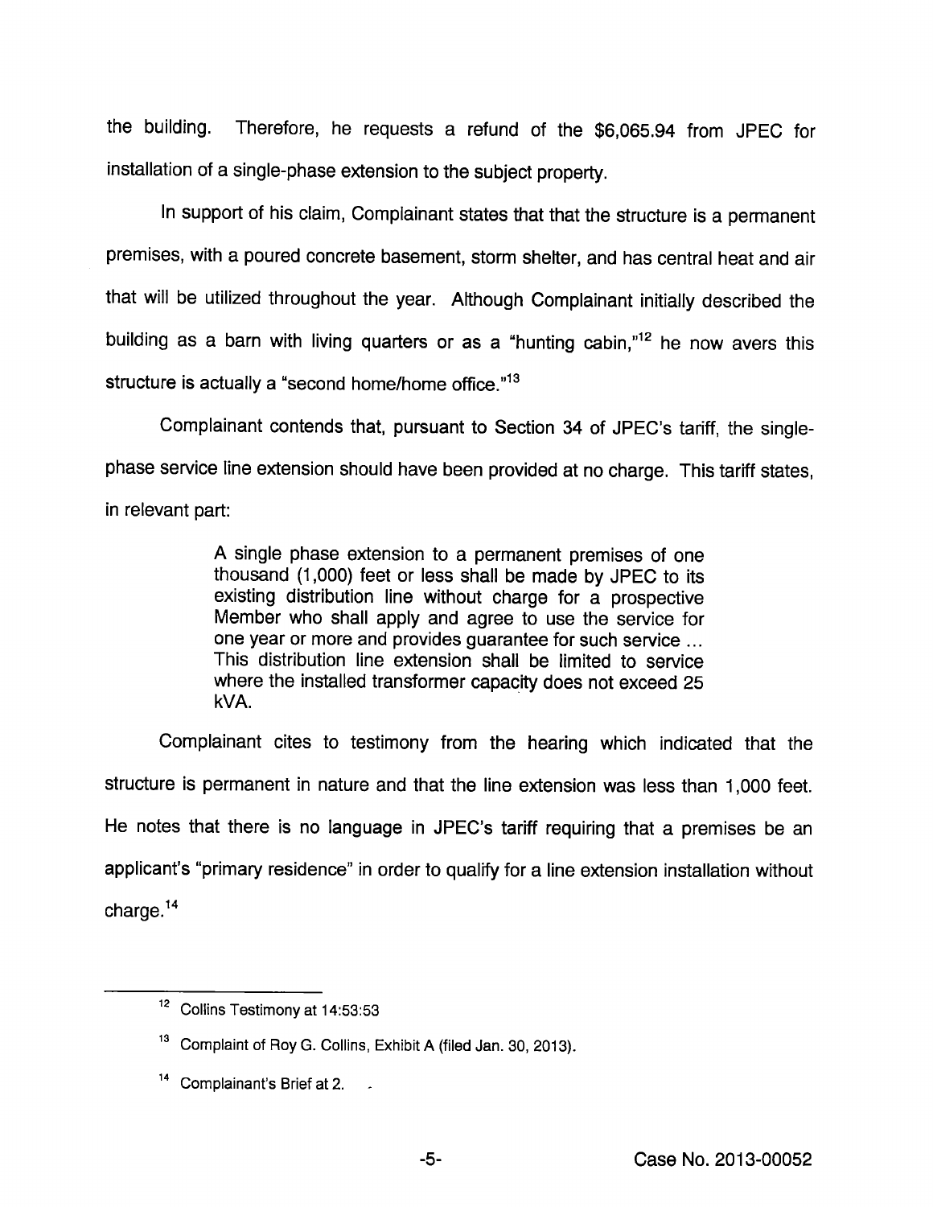the building. Therefore, he requests a refund of the $6,065.94 from JPEC for installation of a single-phase extension to the subject property.

In support of his claim, Complainant states that that the structure is a permanent premises, with a poured concrete basement, storm shelter, and has central heat and air that will be utilized throughout the year. Although Complainant initially described the building as a barn with living quarters or as a "hunting cabin,"[12] he now avers this structure is actually a "second home/home office."[13]

Complainant contends that, pursuant to Section 34 of JPEC's tariff, the single-phase service line extension should have been provided at no charge. This tariff states, in relevant part:

> A single phase extension to a permanent premises of one thousand (1,000) feet or less shall be made by JPEC to its existing distribution line without charge for a prospective Member who shall apply and agree to use the service for one year or more and provides guarantee for such service ... This distribution line extension shall be limited to service where the installed transformer capacity does not exceed 25 kVA.

Complainant cites to testimony from the hearing which indicated that the structure is permanent in nature and that the line extension was less than 1,000 feet. He notes that there is no language in JPEC's tariff requiring that a premises be an applicant's "primary residence" in order to qualify for a line extension installation without charge.[14]

---

[12] Collins Testimony at 14:53:53

[13] Complaint of Roy G. Collins, Exhibit A (filed Jan. 30, 2013).

[14] Complainant's Brief at 2.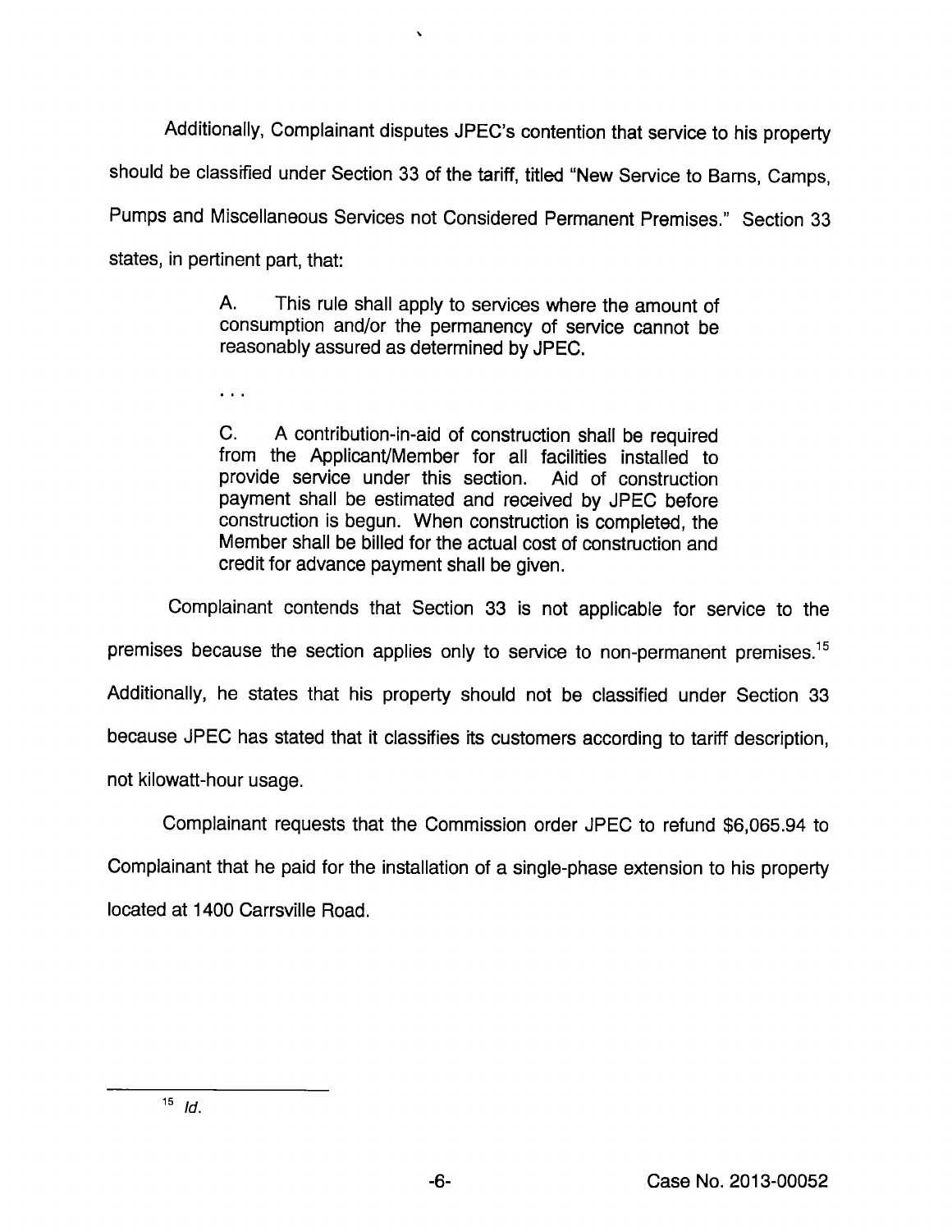Additionally, Complainant disputes JPEC's contention that service to his property should be classified under Section 33 of the tariff, titled "New Service to Barns, Camps, Pumps and Miscellaneous Services not Considered Permanent Premises." Section 33 states, in pertinent part, that:

> A. This rule shall apply to services where the amount of consumption and/or the permanency of service cannot be reasonably assured as determined by JPEC.
>
> . . .
>
> C. A contribution-in-aid of construction shall be required from the Applicant/Member for all facilities installed to provide service under this section. Aid of construction payment shall be estimated and received by JPEC before construction is begun. When construction is completed, the Member shall be billed for the actual cost of construction and credit for advance payment shall be given.

Complainant contends that Section 33 is not applicable for service to the premises because the section applies only to service to non-permanent premises.[15] Additionally, he states that his property should not be classified under Section 33 because JPEC has stated that it classifies its customers according to tariff description, not kilowatt-hour usage.

Complainant requests that the Commission order JPEC to refund $6,065.94 to Complainant that he paid for the installation of a single-phase extension to his property located at 1400 Carrsville Road.

---

[15] *Id.*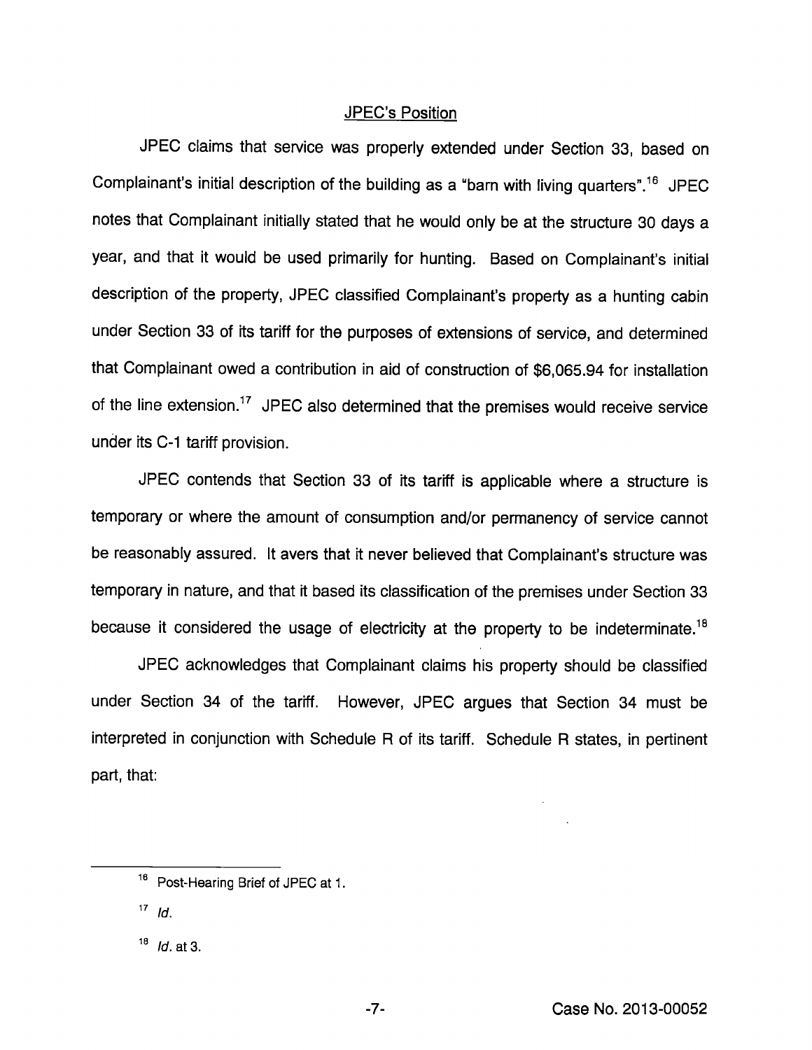## JPEC's Position

JPEC claims that service was properly extended under Section 33, based on Complainant's initial description of the building as a "barn with living quarters".[16] JPEC notes that Complainant initially stated that he would only be at the structure 30 days a year, and that it would be used primarily for hunting. Based on Complainant's initial description of the property, JPEC classified Complainant's property as a hunting cabin under Section 33 of its tariff for the purposes of extensions of service, and determined that Complainant owed a contribution in aid of construction of $6,065.94 for installation of the line extension.[17] JPEC also determined that the premises would receive service under its C-1 tariff provision.

JPEC contends that Section 33 of its tariff is applicable where a structure is temporary or where the amount of consumption and/or permanency of service cannot be reasonably assured. It avers that it never believed that Complainant's structure was temporary in nature, and that it based its classification of the premises under Section 33 because it considered the usage of electricity at the property to be indeterminate.[18]

JPEC acknowledges that Complainant claims his property should be classified under Section 34 of the tariff. However, JPEC argues that Section 34 must be interpreted in conjunction with Schedule R of its tariff. Schedule R states, in pertinent part, that:

---

[16] Post-Hearing Brief of JPEC at 1.

[17] *Id.*

[18] *Id.* at 3.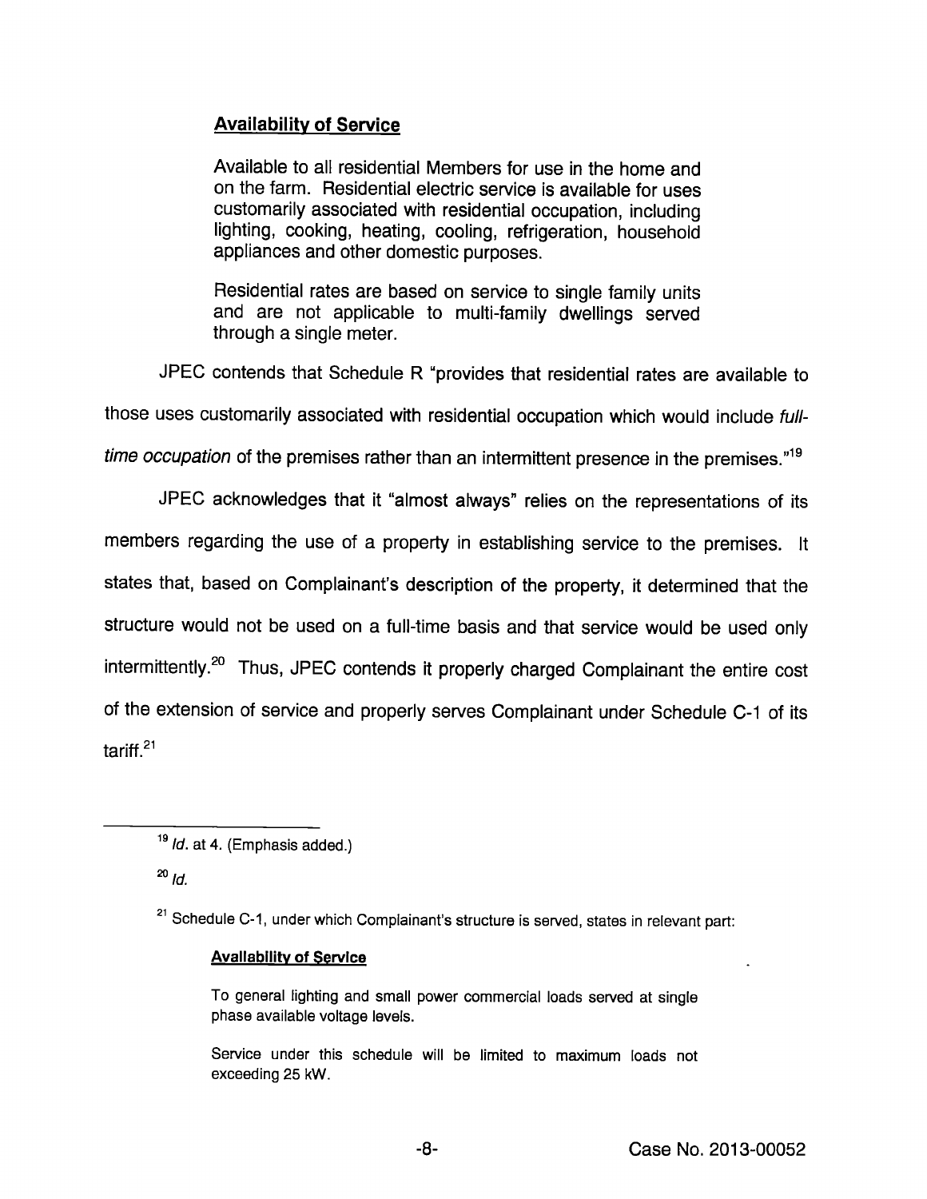**Availability of Service**

> Available to all residential Members for use in the home and on the farm. Residential electric service is available for uses customarily associated with residential occupation, including lighting, cooking, heating, cooling, refrigeration, household appliances and other domestic purposes.
>
> Residential rates are based on service to single family units and are not applicable to multi-family dwellings served through a single meter.

JPEC contends that Schedule R "provides that residential rates are available to those uses customarily associated with residential occupation which would include *full-time occupation* of the premises rather than an intermittent presence in the premises."[19]

JPEC acknowledges that it "almost always" relies on the representations of its members regarding the use of a property in establishing service to the premises. It states that, based on Complainant's description of the property, it determined that the structure would not be used on a full-time basis and that service would be used only intermittently.[20] Thus, JPEC contends it properly charged Complainant the entire cost of the extension of service and properly serves Complainant under Schedule C-1 of its tariff.[21]

---

[19] *Id.* at 4. (Emphasis added.)

[20] *Id.*

[21] Schedule C-1, under which Complainant's structure is served, states in relevant part:

> **Availability of Service**
>
> To general lighting and small power commercial loads served at single phase available voltage levels.
>
> Service under this schedule will be limited to maximum loads not exceeding 25 kW.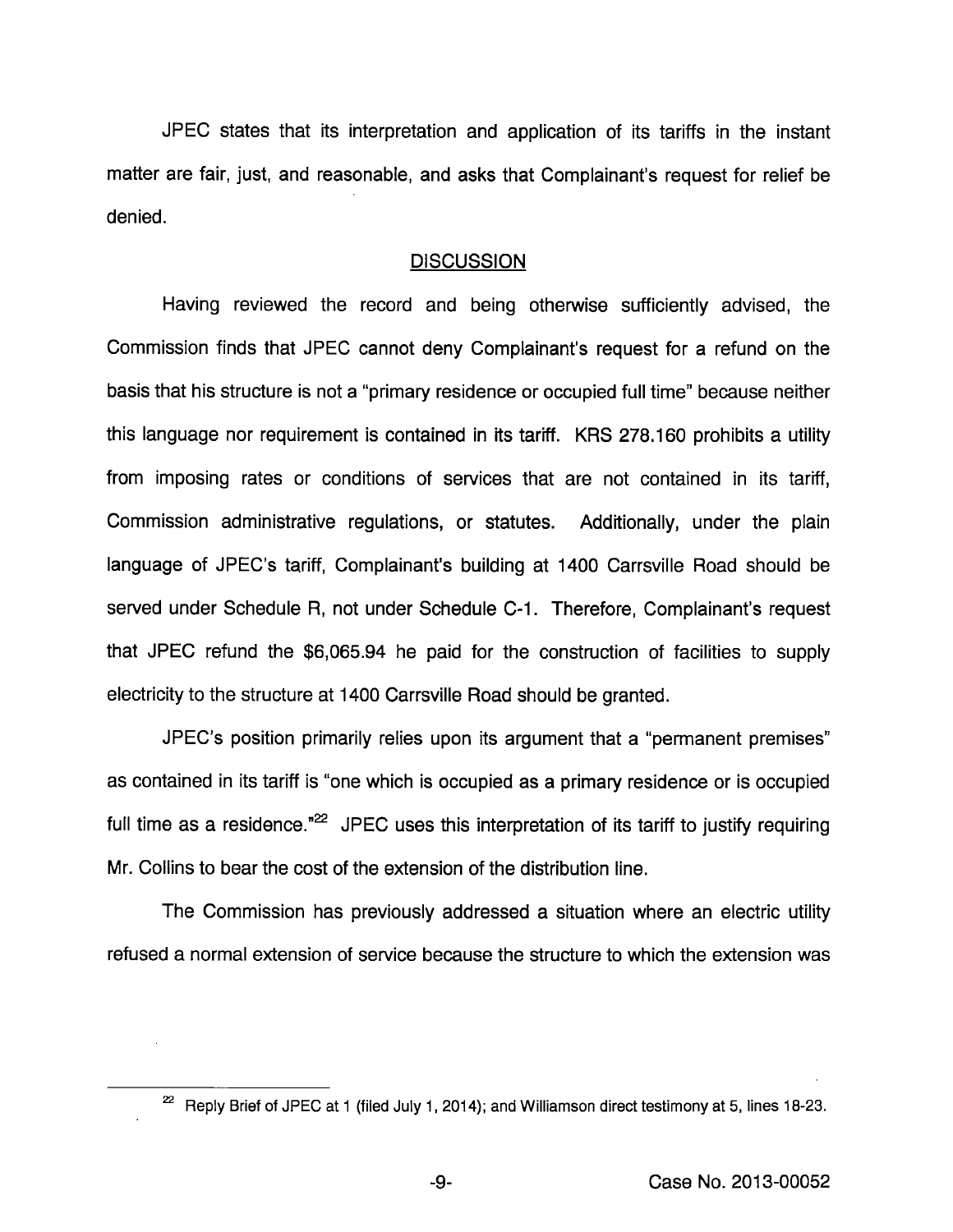JPEC states that its interpretation and application of its tariffs in the instant matter are fair, just, and reasonable, and asks that Complainant's request for relief be denied.

## DISCUSSION

Having reviewed the record and being otherwise sufficiently advised, the Commission finds that JPEC cannot deny Complainant's request for a refund on the basis that his structure is not a "primary residence or occupied full time" because neither this language nor requirement is contained in its tariff. KRS 278.160 prohibits a utility from imposing rates or conditions of services that are not contained in its tariff, Commission administrative regulations, or statutes. Additionally, under the plain language of JPEC's tariff, Complainant's building at 1400 Carrsville Road should be served under Schedule R, not under Schedule C-1. Therefore, Complainant's request that JPEC refund the $6,065.94 he paid for the construction of facilities to supply electricity to the structure at 1400 Carrsville Road should be granted.

JPEC's position primarily relies upon its argument that a "permanent premises" as contained in its tariff is "one which is occupied as a primary residence or is occupied full time as a residence."[22] JPEC uses this interpretation of its tariff to justify requiring Mr. Collins to bear the cost of the extension of the distribution line.

The Commission has previously addressed a situation where an electric utility refused a normal extension of service because the structure to which the extension was

---

[22] Reply Brief of JPEC at 1 (filed July 1, 2014); and Williamson direct testimony at 5, lines 18-23.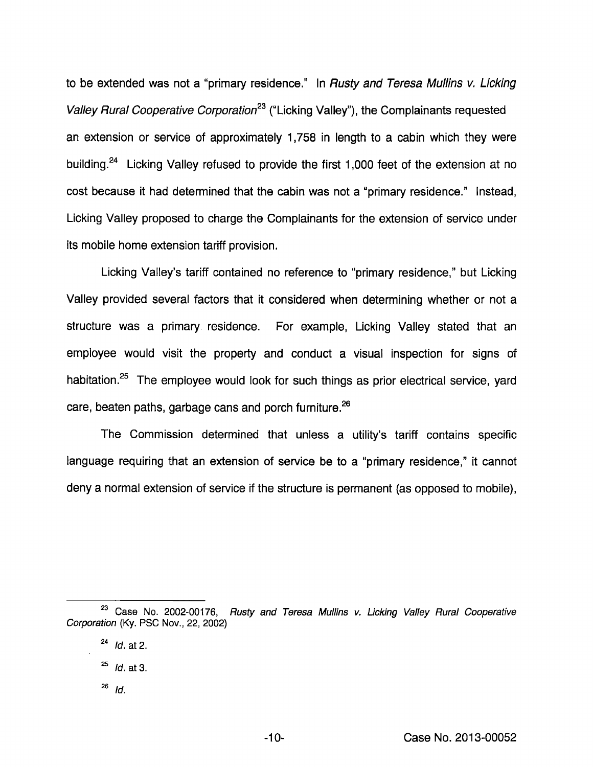to be extended was not a "primary residence." In *Rusty and Teresa Mullins v. Licking Valley Rural Cooperative Corporation*[23] ("Licking Valley"), the Complainants requested an extension or service of approximately 1,758 in length to a cabin which they were building.[24] Licking Valley refused to provide the first 1,000 feet of the extension at no cost because it had determined that the cabin was not a "primary residence." Instead, Licking Valley proposed to charge the Complainants for the extension of service under its mobile home extension tariff provision.

Licking Valley's tariff contained no reference to "primary residence," but Licking Valley provided several factors that it considered when determining whether or not a structure was a primary residence. For example, Licking Valley stated that an employee would visit the property and conduct a visual inspection for signs of habitation.[25] The employee would look for such things as prior electrical service, yard care, beaten paths, garbage cans and porch furniture.[26]

The Commission determined that unless a utility's tariff contains specific language requiring that an extension of service be to a "primary residence," it cannot deny a normal extension of service if the structure is permanent (as opposed to mobile),

---

[23] Case No. 2002-00176, *Rusty and Teresa Mullins v. Licking Valley Rural Cooperative Corporation* (Ky. PSC Nov., 22, 2002)

[24] *Id.* at 2.

[25] *Id.* at 3.

[26] *Id.*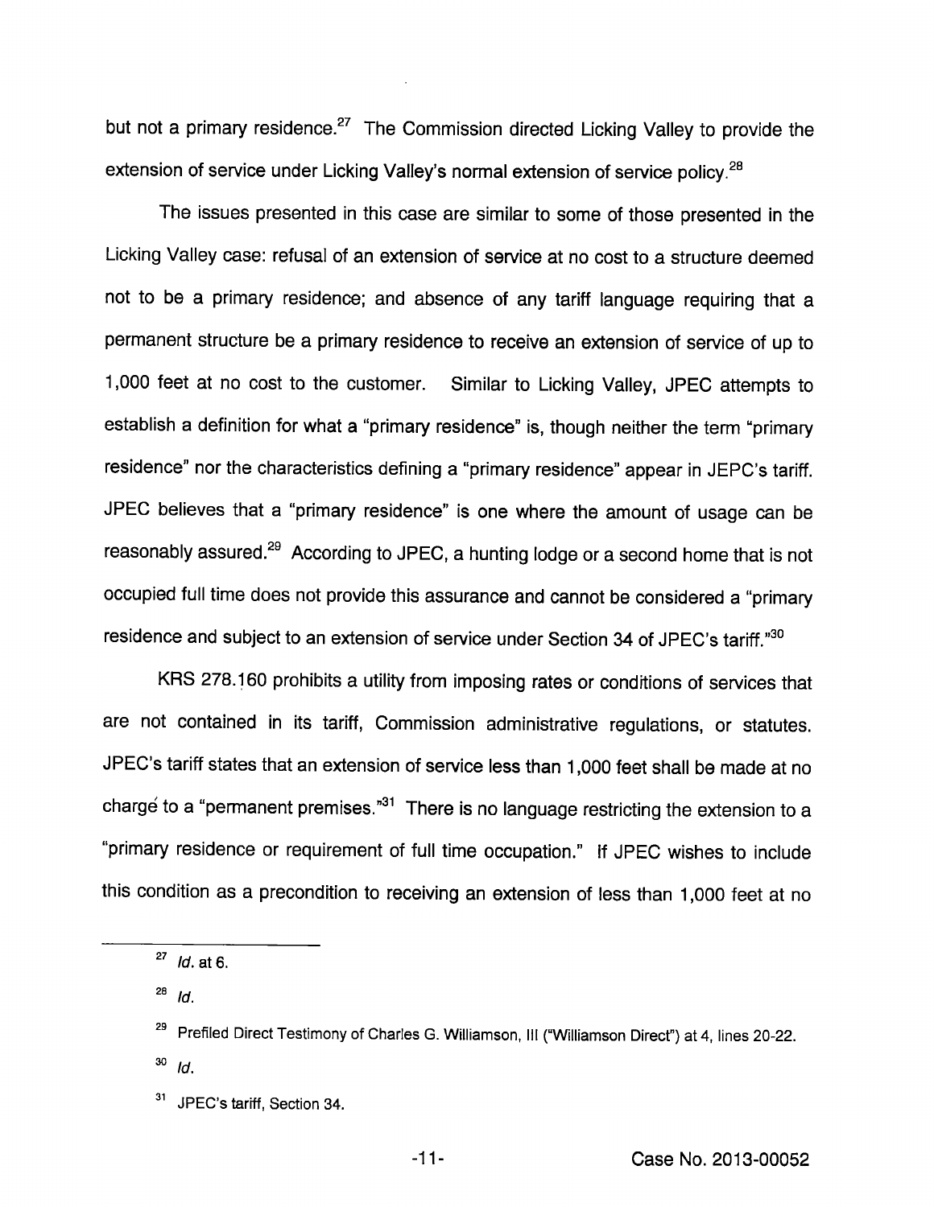but not a primary residence.[27] The Commission directed Licking Valley to provide the extension of service under Licking Valley's normal extension of service policy.[28]

The issues presented in this case are similar to some of those presented in the Licking Valley case: refusal of an extension of service at no cost to a structure deemed not to be a primary residence; and absence of any tariff language requiring that a permanent structure be a primary residence to receive an extension of service of up to 1,000 feet at no cost to the customer. Similar to Licking Valley, JPEC attempts to establish a definition for what a "primary residence" is, though neither the term "primary residence" nor the characteristics defining a "primary residence" appear in JEPC's tariff. JPEC believes that a "primary residence" is one where the amount of usage can be reasonably assured.[29] According to JPEC, a hunting lodge or a second home that is not occupied full time does not provide this assurance and cannot be considered a "primary residence and subject to an extension of service under Section 34 of JPEC's tariff."[30]

KRS 278.160 prohibits a utility from imposing rates or conditions of services that are not contained in its tariff, Commission administrative regulations, or statutes. JPEC's tariff states that an extension of service less than 1,000 feet shall be made at no charge to a "permanent premises."[31] There is no language restricting the extension to a "primary residence or requirement of full time occupation." If JPEC wishes to include this condition as a precondition to receiving an extension of less than 1,000 feet at no

---

[27] *Id.* at 6.

[28] *Id.*

[29] Prefiled Direct Testimony of Charles G. Williamson, III ("Williamson Direct") at 4, lines 20-22.

[30] *Id.*

[31] JPEC's tariff, Section 34.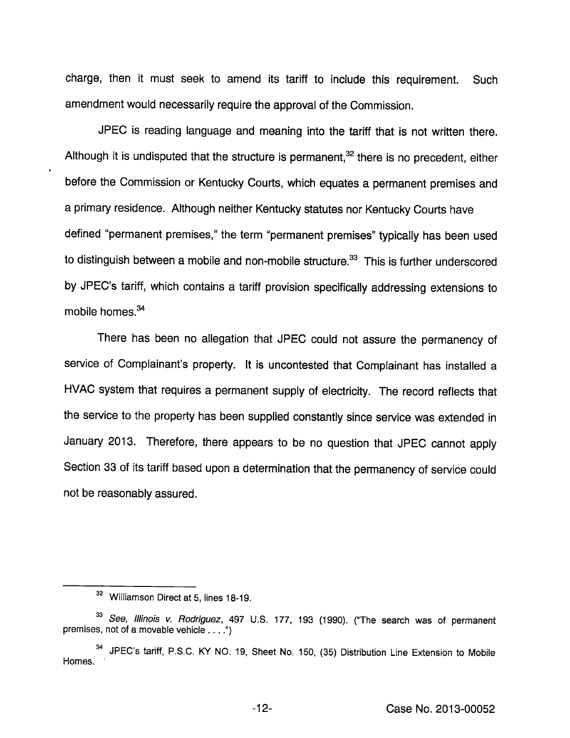charge, then it must seek to amend its tariff to include this requirement. Such amendment would necessarily require the approval of the Commission.

JPEC is reading language and meaning into the tariff that is not written there. Although it is undisputed that the structure is permanent,[32] there is no precedent, either before the Commission or Kentucky Courts, which equates a permanent premises and a primary residence. Although neither Kentucky statutes nor Kentucky Courts have defined "permanent premises," the term "permanent premises" typically has been used to distinguish between a mobile and non-mobile structure.[33] This is further underscored by JPEC's tariff, which contains a tariff provision specifically addressing extensions to mobile homes.[34]

There has been no allegation that JPEC could not assure the permanency of service of Complainant's property. It is uncontested that Complainant has installed a HVAC system that requires a permanent supply of electricity. The record reflects that the service to the property has been supplied constantly since service was extended in January 2013. Therefore, there appears to be no question that JPEC cannot apply Section 33 of its tariff based upon a determination that the permanency of service could not be reasonably assured.

---

[32] Williamson Direct at 5, lines 18-19.

[33] *See, Illinois v. Rodriguez*, 497 U.S. 177, 193 (1990). ("The search was of permanent premises, not of a movable vehicle . . . .")

[34] JPEC's tariff, P.S.C. KY NO. 19, Sheet No. 150, (35) Distribution Line Extension to Mobile Homes.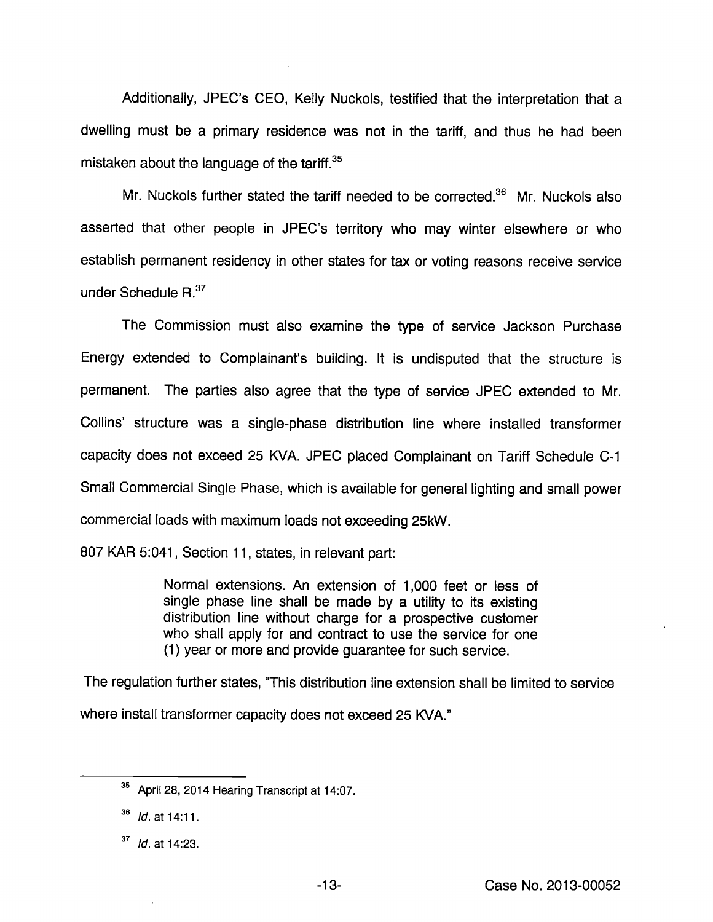Additionally, JPEC's CEO, Kelly Nuckols, testified that the interpretation that a dwelling must be a primary residence was not in the tariff, and thus he had been mistaken about the language of the tariff.[35]

Mr. Nuckols further stated the tariff needed to be corrected.[36] Mr. Nuckols also asserted that other people in JPEC's territory who may winter elsewhere or who establish permanent residency in other states for tax or voting reasons receive service under Schedule R.[37]

The Commission must also examine the type of service Jackson Purchase Energy extended to Complainant's building. It is undisputed that the structure is permanent. The parties also agree that the type of service JPEC extended to Mr. Collins' structure was a single-phase distribution line where installed transformer capacity does not exceed 25 KVA. JPEC placed Complainant on Tariff Schedule C-1 Small Commercial Single Phase, which is available for general lighting and small power commercial loads with maximum loads not exceeding 25kW.

807 KAR 5:041, Section 11, states, in relevant part:

> Normal extensions. An extension of 1,000 feet or less of single phase line shall be made by a utility to its existing distribution line without charge for a prospective customer who shall apply for and contract to use the service for one (1) year or more and provide guarantee for such service.

The regulation further states, "This distribution line extension shall be limited to service where install transformer capacity does not exceed 25 KVA."

---

[35] April 28, 2014 Hearing Transcript at 14:07.

[36] *Id.* at 14:11.

[37] *Id.* at 14:23.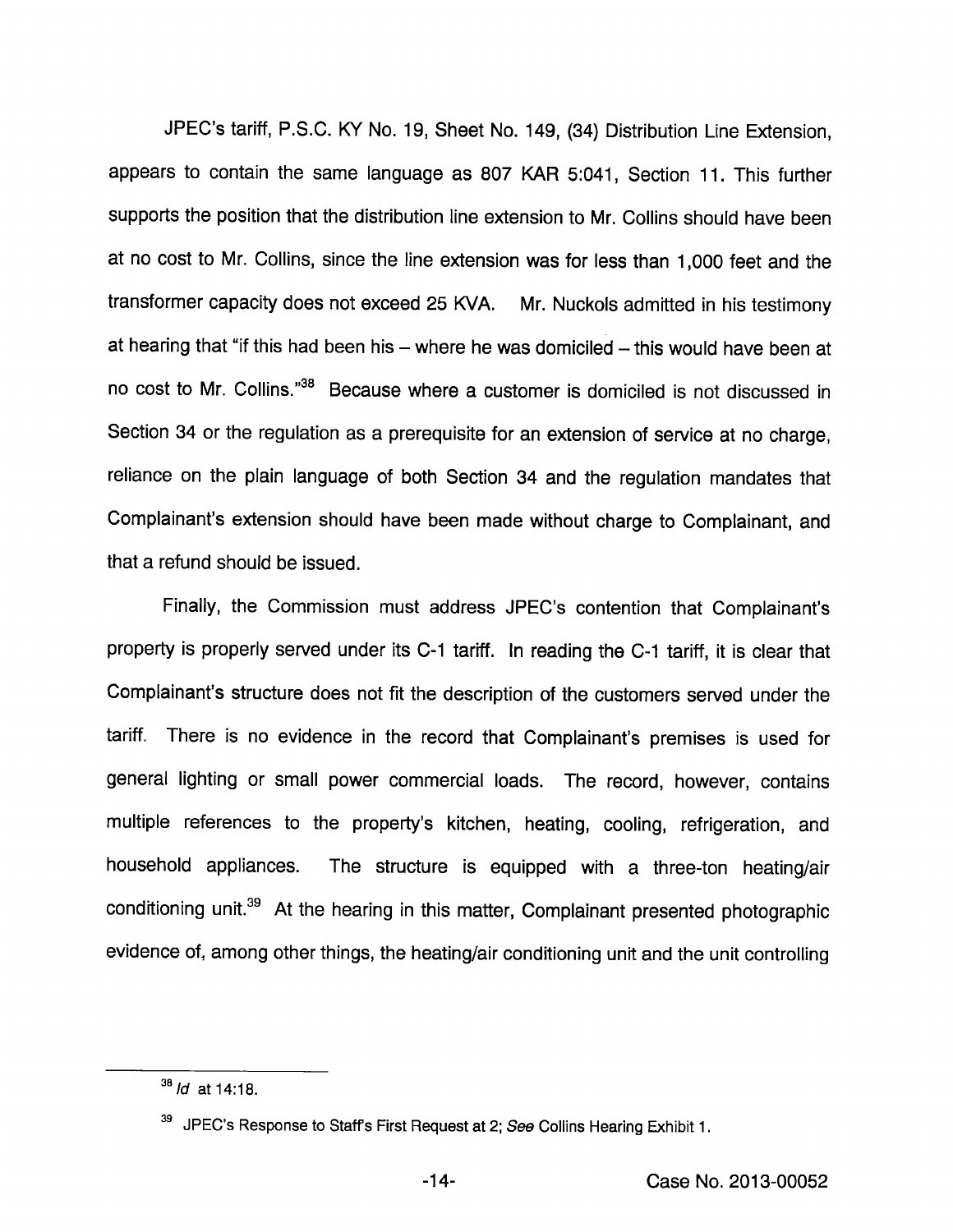JPEC's tariff, P.S.C. KY No. 19, Sheet No. 149, (34) Distribution Line Extension, appears to contain the same language as 807 KAR 5:041, Section 11. This further supports the position that the distribution line extension to Mr. Collins should have been at no cost to Mr. Collins, since the line extension was for less than 1,000 feet and the transformer capacity does not exceed 25 KVA. Mr. Nuckols admitted in his testimony at hearing that "if this had been his – where he was domiciled – this would have been at no cost to Mr. Collins."[38] Because where a customer is domiciled is not discussed in Section 34 or the regulation as a prerequisite for an extension of service at no charge, reliance on the plain language of both Section 34 and the regulation mandates that Complainant's extension should have been made without charge to Complainant, and that a refund should be issued.

Finally, the Commission must address JPEC's contention that Complainant's property is properly served under its C-1 tariff. In reading the C-1 tariff, it is clear that Complainant's structure does not fit the description of the customers served under the tariff. There is no evidence in the record that Complainant's premises is used for general lighting or small power commercial loads. The record, however, contains multiple references to the property's kitchen, heating, cooling, refrigeration, and household appliances. The structure is equipped with a three-ton heating/air conditioning unit.[39] At the hearing in this matter, Complainant presented photographic evidence of, among other things, the heating/air conditioning unit and the unit controlling

---

[38] *Id* at 14:18.

[39] JPEC's Response to Staff's First Request at 2; *See* Collins Hearing Exhibit 1.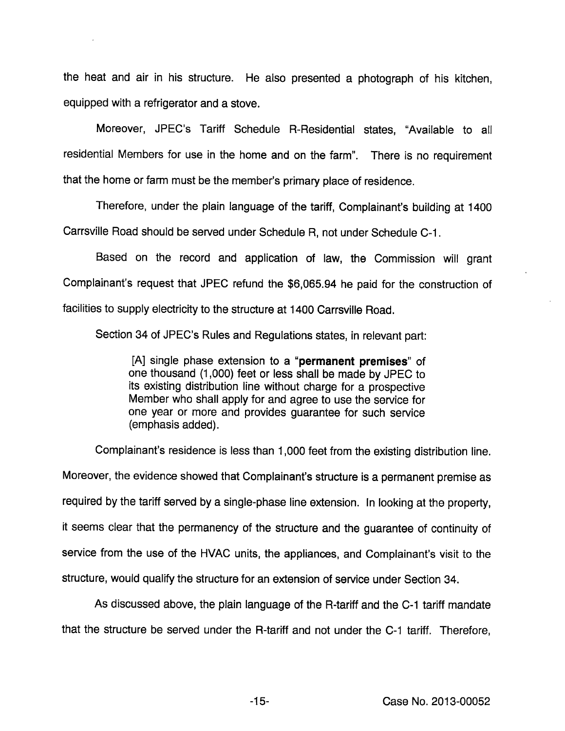the heat and air in his structure. He also presented a photograph of his kitchen, equipped with a refrigerator and a stove.

Moreover, JPEC's Tariff Schedule R-Residential states, "Available to all residential Members for use in the home and on the farm". There is no requirement that the home or farm must be the member's primary place of residence.

Therefore, under the plain language of the tariff, Complainant's building at 1400 Carrsville Road should be served under Schedule R, not under Schedule C-1.

Based on the record and application of law, the Commission will grant Complainant's request that JPEC refund the $6,065.94 he paid for the construction of facilities to supply electricity to the structure at 1400 Carrsville Road.

Section 34 of JPEC's Rules and Regulations states, in relevant part:

> [A] single phase extension to a "**permanent premises**" of one thousand (1,000) feet or less shall be made by JPEC to its existing distribution line without charge for a prospective Member who shall apply for and agree to use the service for one year or more and provides guarantee for such service (emphasis added).

Complainant's residence is less than 1,000 feet from the existing distribution line. Moreover, the evidence showed that Complainant's structure is a permanent premise as required by the tariff served by a single-phase line extension. In looking at the property, it seems clear that the permanency of the structure and the guarantee of continuity of service from the use of the HVAC units, the appliances, and Complainant's visit to the structure, would qualify the structure for an extension of service under Section 34.

As discussed above, the plain language of the R-tariff and the C-1 tariff mandate that the structure be served under the R-tariff and not under the C-1 tariff. Therefore,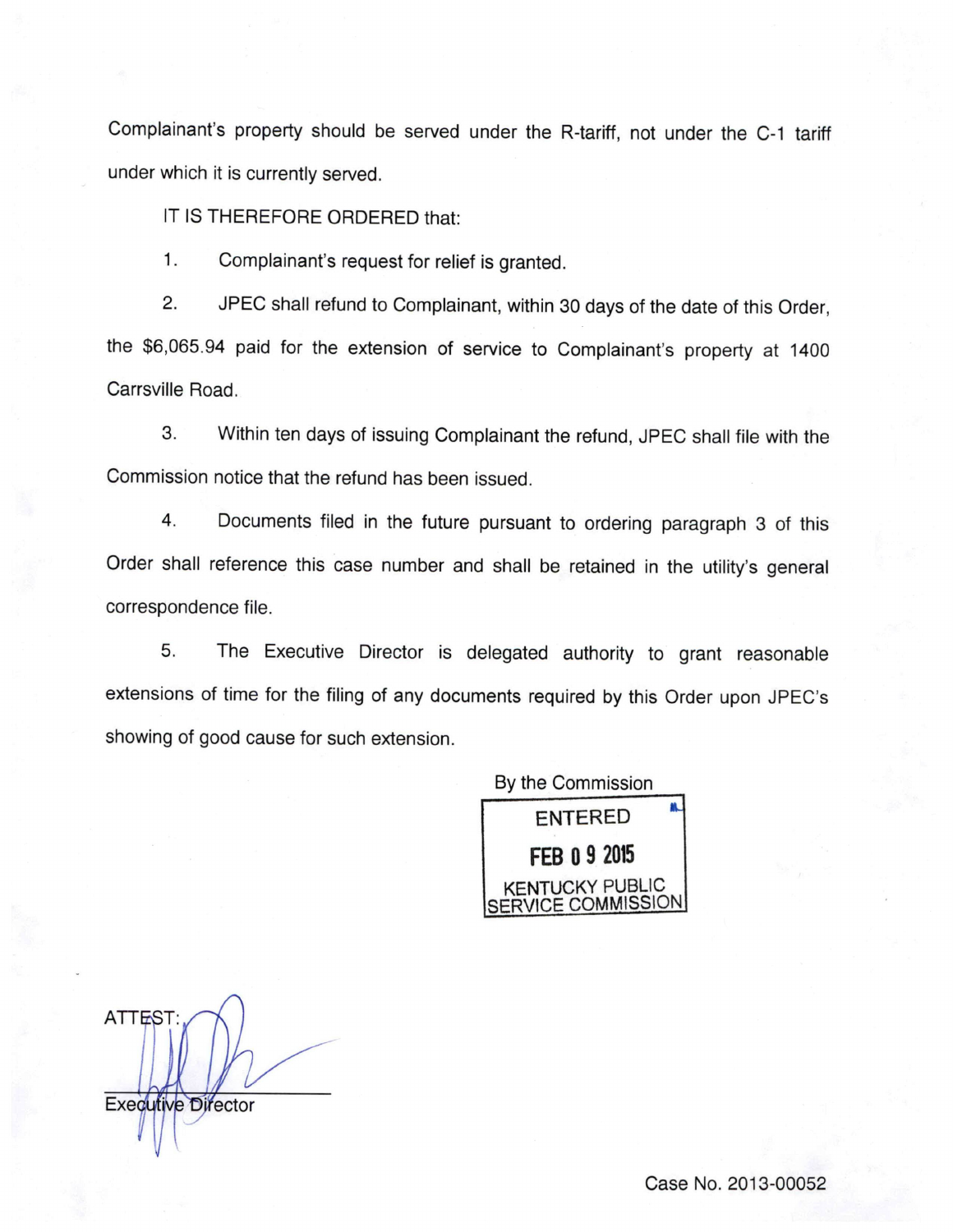Complainant's property should be served under the R-tariff, not under the C-1 tariff under which it is currently served.

IT IS THEREFORE ORDERED that:

1. Complainant's request for relief is granted.

2. JPEC shall refund to Complainant, within 30 days of the date of this Order, the $6,065.94 paid for the extension of service to Complainant's property at 1400 Carrsville Road.

3. Within ten days of issuing Complainant the refund, JPEC shall file with the Commission notice that the refund has been issued.

4. Documents filed in the future pursuant to ordering paragraph 3 of this Order shall reference this case number and shall be retained in the utility's general correspondence file.

5. The Executive Director is delegated authority to grant reasonable extensions of time for the filing of any documents required by this Order upon JPEC's showing of good cause for such extension.

By the Commission

ENTERED
FEB 09 2015
KENTUCKY PUBLIC SERVICE COMMISSION

ATTEST:

Executive Director

Case No. 2013-00052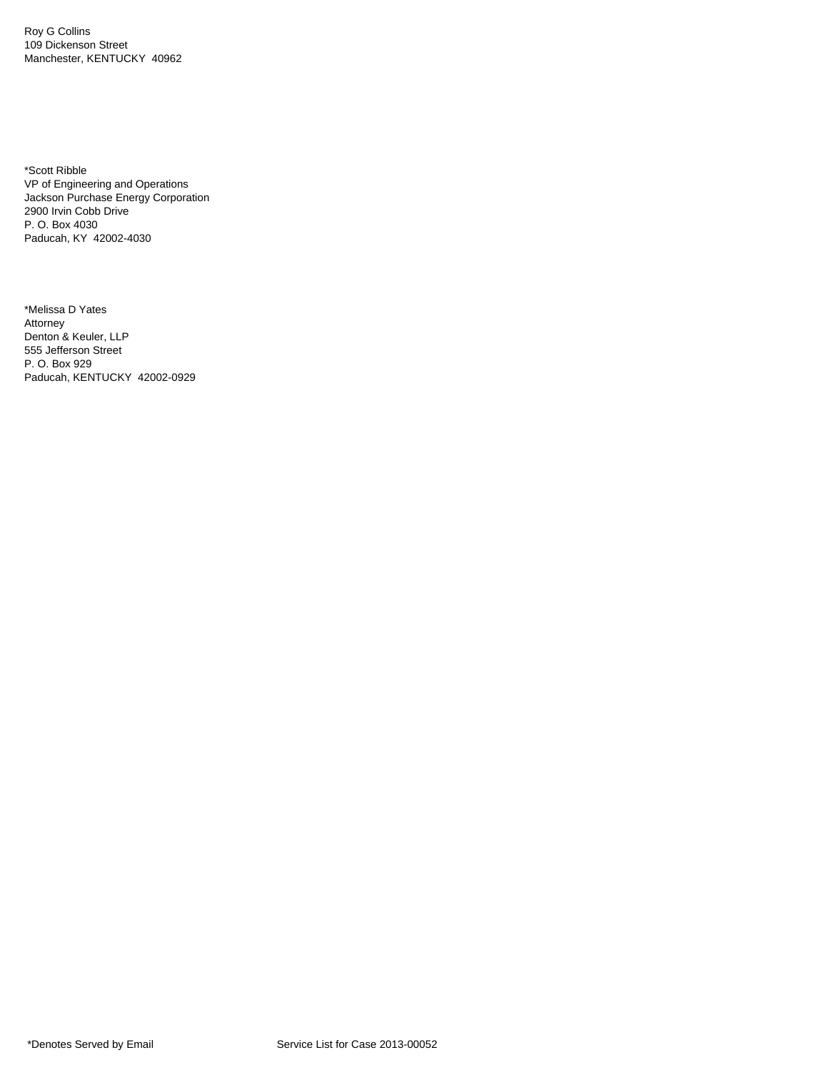Roy G Collins
109 Dickenson Street
Manchester, KENTUCKY 40962

*Scott Ribble
VP of Engineering and Operations
Jackson Purchase Energy Corporation
2900 Irvin Cobb Drive
P. O. Box 4030
Paducah, KY 42002-4030

*Melissa D Yates
Attorney
Denton & Keuler, LLP
555 Jefferson Street
P. O. Box 929
Paducah, KENTUCKY 42002-0929

*Denotes Served by Email

Service List for Case 2013-00052